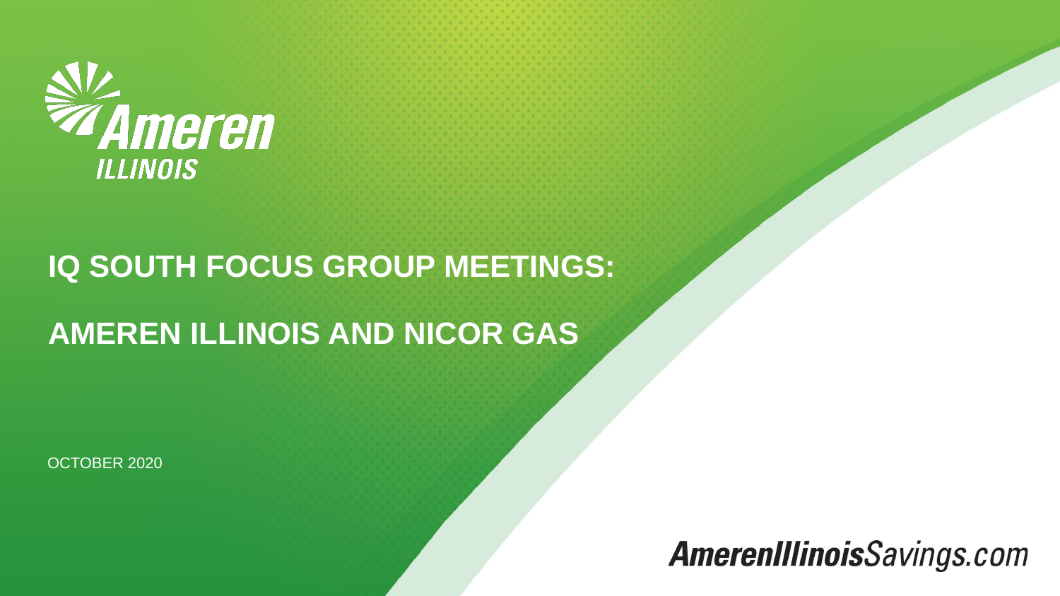Ameren ILLINOIS

# IQ SOUTH FOCUS GROUP MEETINGS:

# AMEREN ILLINOIS AND NICOR GAS

OCTOBER 2020

AmerenIllinoisSavings.com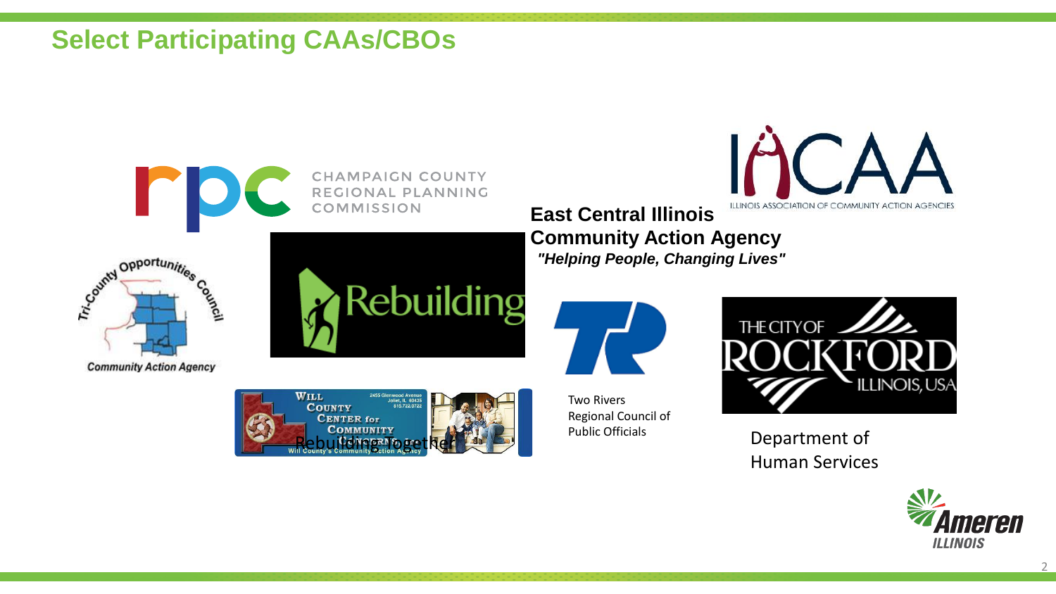# Select Participating CAAs/CBOs

CHAMPAIGN COUNTY REGIONAL PLANNING COMMISSION

ILLINOIS ASSOCIATION OF COMMUNITY ACTION AGENCIES

**East Central Illinois Community Action Agency**
***"Helping People, Changing Lives"***

Tri-County Opportunities Council
Community Action Agency

Rebuilding Together

Two Rivers Regional Council of Public Officials

THE CITY OF ROCKFORD ILLINOIS, USA
Department of Human Services

Will County Center for Community Concerns
Will County's Community Action Agency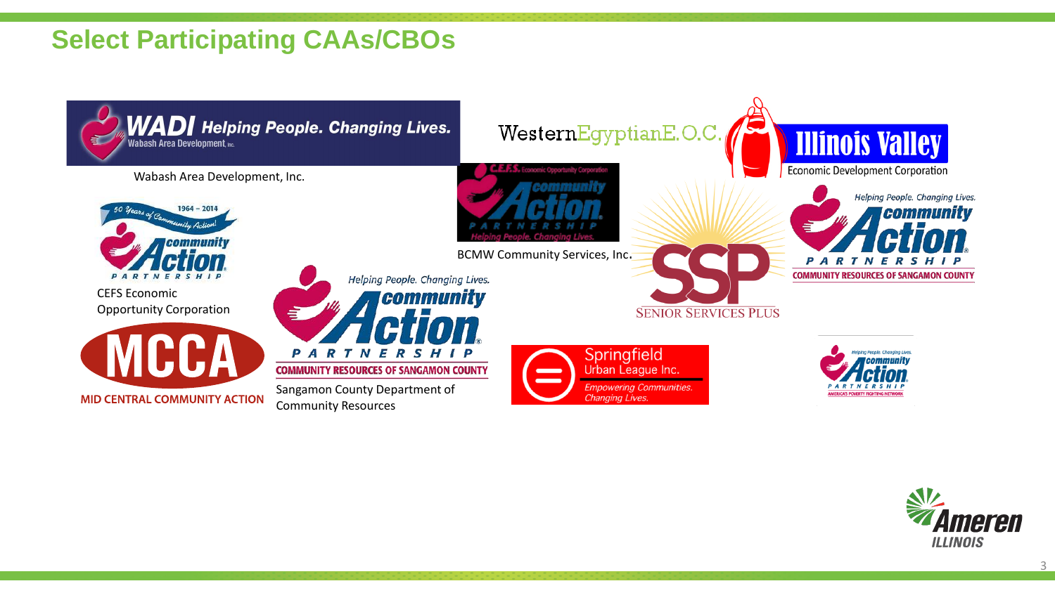# Select Participating CAAs/CBOs

WADI Helping People. Changing Lives.
Wabash Area Development, Inc.

Wabash Area Development, Inc.

50 Years of Community Action! 1964 – 2014
community Action PARTNERSHIP

CEFS Economic Opportunity Corporation

MCCA
MID CENTRAL COMMUNITY ACTION

Helping People. Changing Lives.
community Action PARTNERSHIP
COMMUNITY RESOURCES OF SANGAMON COUNTY

Sangamon County Department of Community Resources

WesternEgyptianE.O.C.

C.E.F.S. Economic Opportunity Corporation
community Action PARTNERSHIP
Helping People. Changing Lives.

BCMW Community Services, Inc.

SSP
SENIOR SERVICES PLUS

Springfield Urban League Inc.
Empowering Communities. Changing Lives.

Illinois Valley
Economic Development Corporation

Helping People. Changing Lives.
community Action PARTNERSHIP
COMMUNITY RESOURCES OF SANGAMON COUNTY

Helping People. Changing Lives.
community Action PARTNERSHIP
AMERICA'S POVERTY FIGHTING NETWORK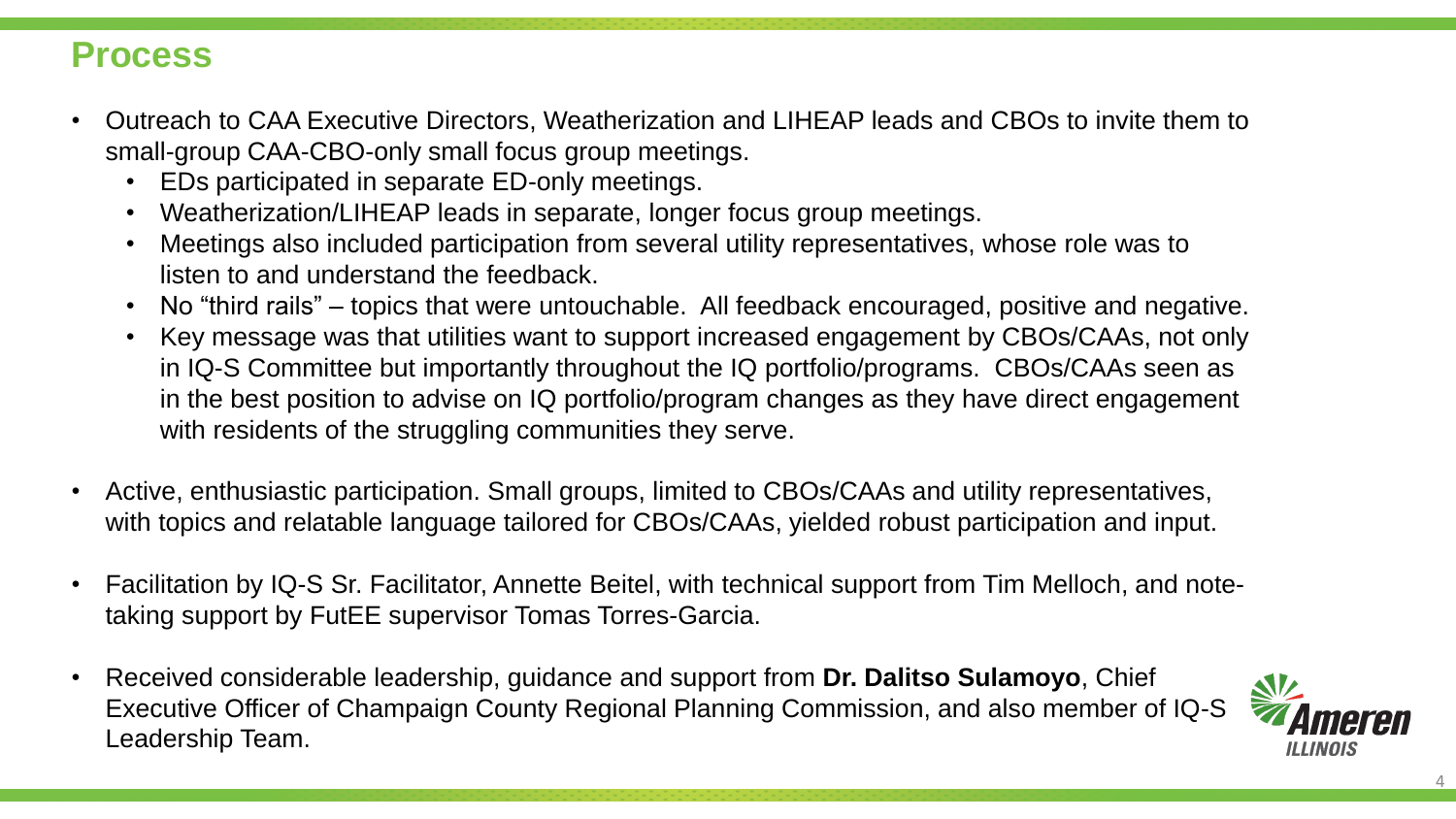# Process

- Outreach to CAA Executive Directors, Weatherization and LIHEAP leads and CBOs to invite them to small-group CAA-CBO-only small focus group meetings.
  - EDs participated in separate ED-only meetings.
  - Weatherization/LIHEAP leads in separate, longer focus group meetings.
  - Meetings also included participation from several utility representatives, whose role was to listen to and understand the feedback.
  - No "third rails" – topics that were untouchable. All feedback encouraged, positive and negative.
  - Key message was that utilities want to support increased engagement by CBOs/CAAs, not only in IQ-S Committee but importantly throughout the IQ portfolio/programs. CBOs/CAAs seen as in the best position to advise on IQ portfolio/program changes as they have direct engagement with residents of the struggling communities they serve.
- Active, enthusiastic participation. Small groups, limited to CBOs/CAAs and utility representatives, with topics and relatable language tailored for CBOs/CAAs, yielded robust participation and input.
- Facilitation by IQ-S Sr. Facilitator, Annette Beitel, with technical support from Tim Melloch, and note-taking support by FutEE supervisor Tomas Torres-Garcia.
- Received considerable leadership, guidance and support from **Dr. Dalitso Sulamoyo**, Chief Executive Officer of Champaign County Regional Planning Commission, and also member of IQ-S Leadership Team.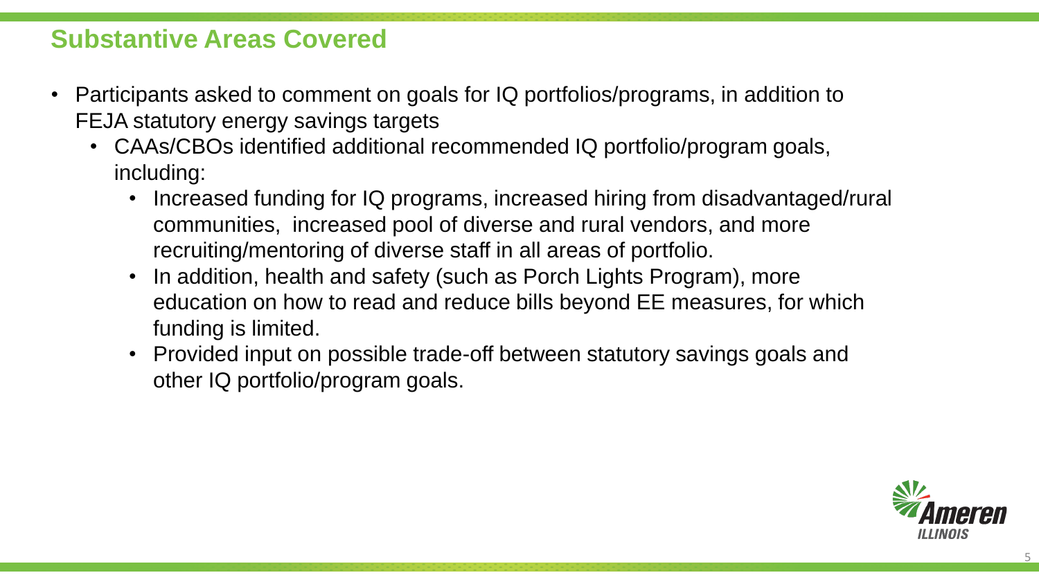## Substantive Areas Covered

- Participants asked to comment on goals for IQ portfolios/programs, in addition to FEJA statutory energy savings targets
  - CAAs/CBOs identified additional recommended IQ portfolio/program goals, including:
    - Increased funding for IQ programs, increased hiring from disadvantaged/rural communities, increased pool of diverse and rural vendors, and more recruiting/mentoring of diverse staff in all areas of portfolio.
    - In addition, health and safety (such as Porch Lights Program), more education on how to read and reduce bills beyond EE measures, for which funding is limited.
    - Provided input on possible trade-off between statutory savings goals and other IQ portfolio/program goals.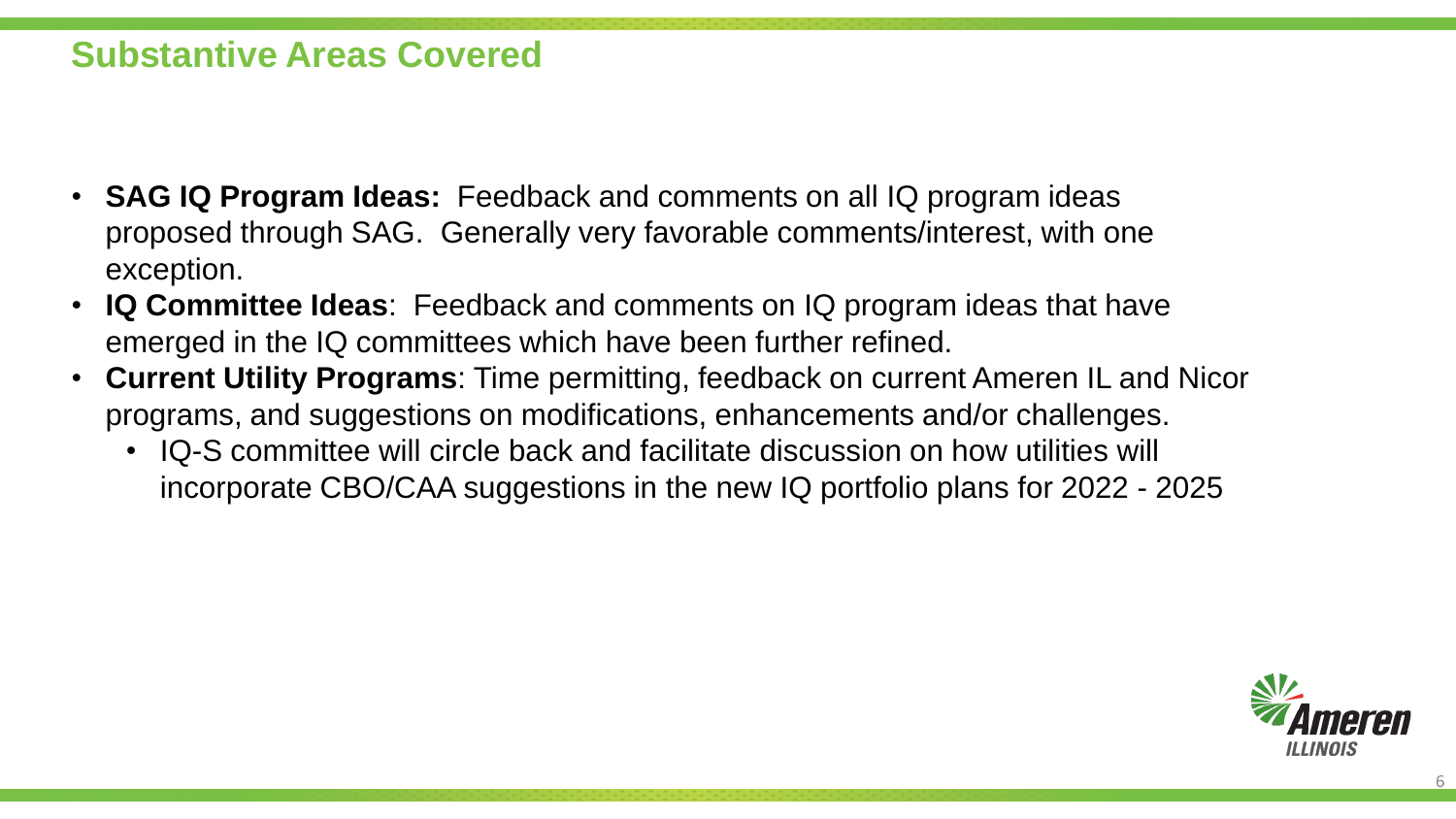## Substantive Areas Covered

- **SAG IQ Program Ideas:** Feedback and comments on all IQ program ideas proposed through SAG. Generally very favorable comments/interest, with one exception.
- **IQ Committee Ideas**: Feedback and comments on IQ program ideas that have emerged in the IQ committees which have been further refined.
- **Current Utility Programs**: Time permitting, feedback on current Ameren IL and Nicor programs, and suggestions on modifications, enhancements and/or challenges.
  - IQ-S committee will circle back and facilitate discussion on how utilities will incorporate CBO/CAA suggestions in the new IQ portfolio plans for 2022 - 2025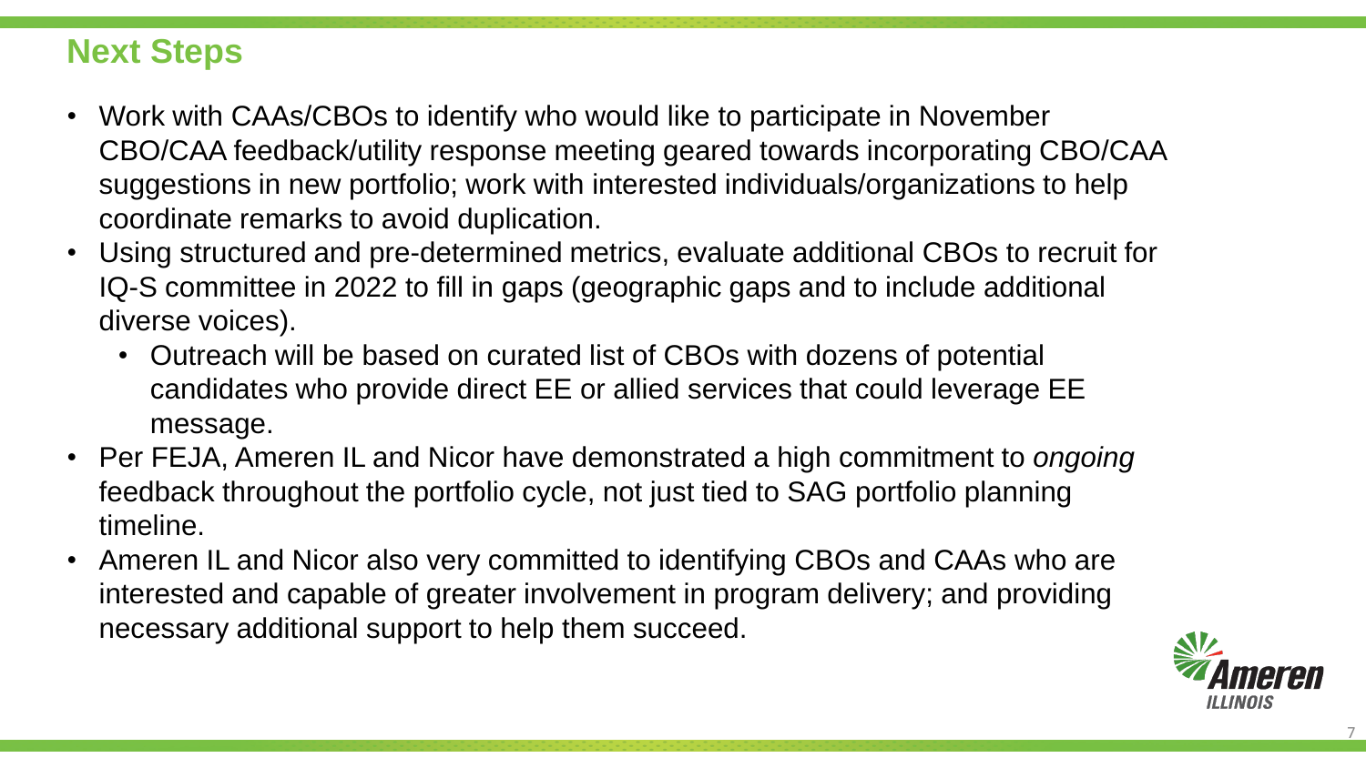## Next Steps

- Work with CAAs/CBOs to identify who would like to participate in November CBO/CAA feedback/utility response meeting geared towards incorporating CBO/CAA suggestions in new portfolio; work with interested individuals/organizations to help coordinate remarks to avoid duplication.
- Using structured and pre-determined metrics, evaluate additional CBOs to recruit for IQ-S committee in 2022 to fill in gaps (geographic gaps and to include additional diverse voices).
  - Outreach will be based on curated list of CBOs with dozens of potential candidates who provide direct EE or allied services that could leverage EE message.
- Per FEJA, Ameren IL and Nicor have demonstrated a high commitment to *ongoing* feedback throughout the portfolio cycle, not just tied to SAG portfolio planning timeline.
- Ameren IL and Nicor also very committed to identifying CBOs and CAAs who are interested and capable of greater involvement in program delivery; and providing necessary additional support to help them succeed.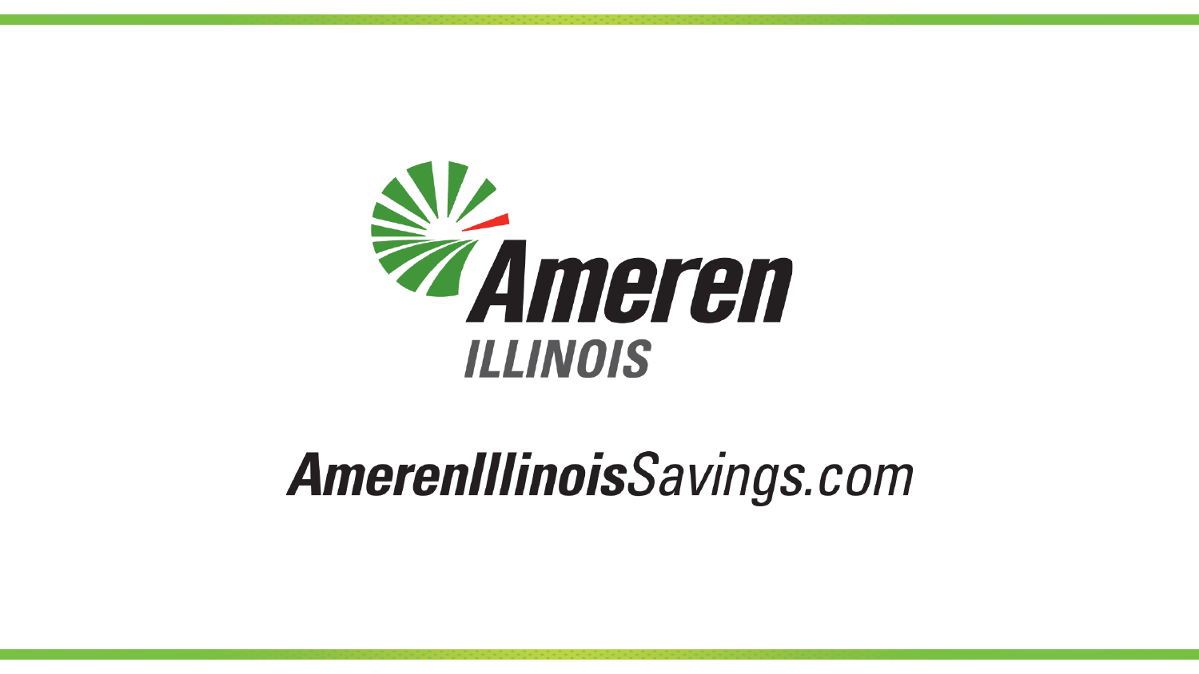Ameren

ILLINOIS

AmerenIllinoisSavings.com